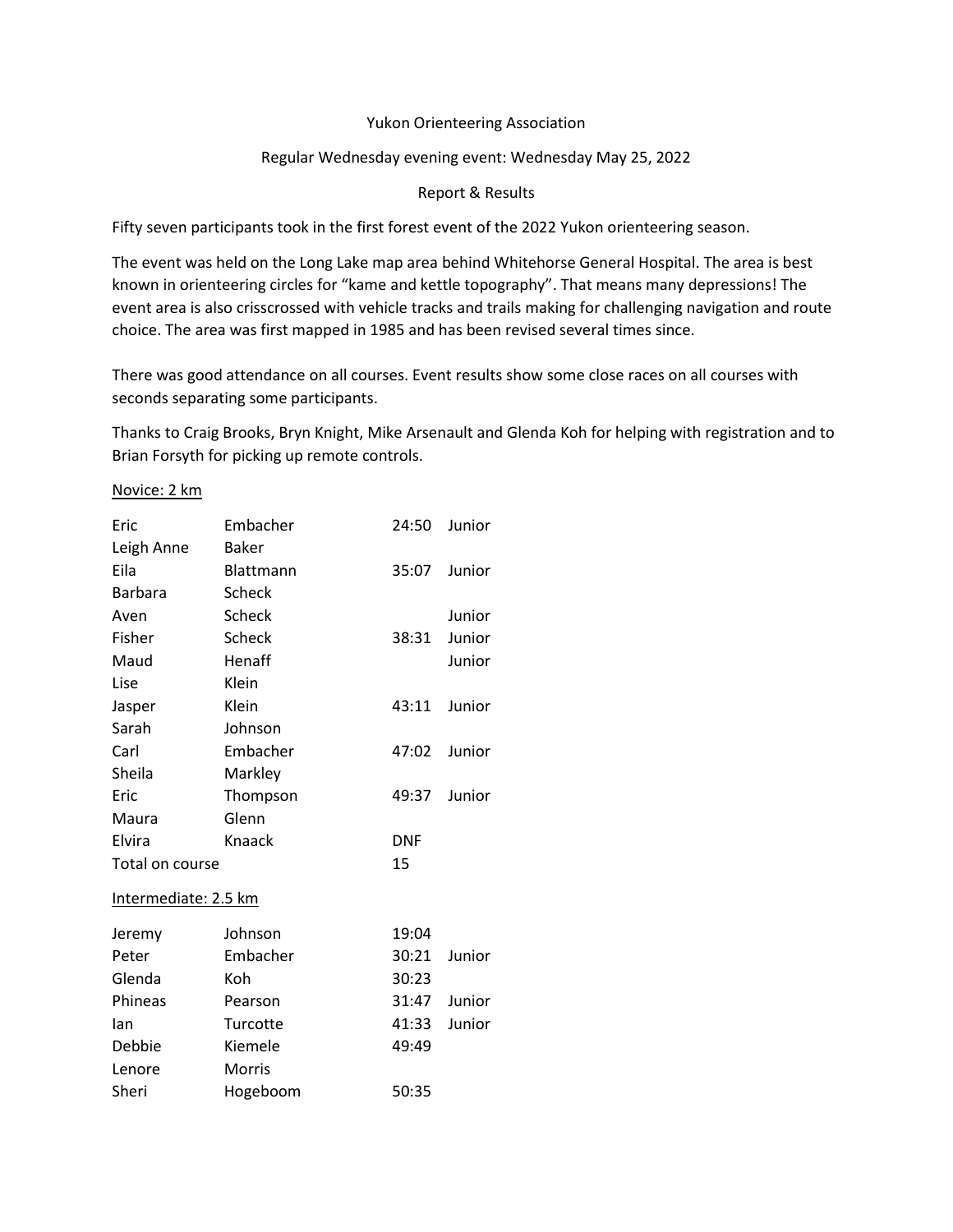Yukon Orienteering Association

Regular Wednesday evening event: Wednesday May 25, 2022

Report & Results

Fifty seven participants took in the first forest event of the 2022 Yukon orienteering season.

The event was held on the Long Lake map area behind Whitehorse General Hospital. The area is best known in orienteering circles for "kame and kettle topography". That means many depressions! The event area is also crisscrossed with vehicle tracks and trails making for challenging navigation and route choice. The area was first mapped in 1985 and has been revised several times since.

There was good attendance on all courses. Event results show some close races on all courses with seconds separating some participants.

Thanks to Craig Brooks, Bryn Knight, Mike Arsenault and Glenda Koh for helping with registration and to Brian Forsyth for picking up remote controls.

Novice: 2 km

| | | | |
|---|---|---|---|
| Eric | Embacher | 24:50 | Junior |
| Leigh Anne | Baker | | |
| Eila | Blattmann | 35:07 | Junior |
| Barbara | Scheck | | |
| Aven | Scheck | | Junior |
| Fisher | Scheck | 38:31 | Junior |
| Maud | Henaff | | Junior |
| Lise | Klein | | |
| Jasper | Klein | 43:11 | Junior |
| Sarah | Johnson | | |
| Carl | Embacher | 47:02 | Junior |
| Sheila | Markley | | |
| Eric | Thompson | 49:37 | Junior |
| Maura | Glenn | | |
| Elvira | Knaack | DNF | |
| Total on course | | 15 | |

Intermediate: 2.5 km

| | | | |
|---|---|---|---|
| Jeremy | Johnson | 19:04 | |
| Peter | Embacher | 30:21 | Junior |
| Glenda | Koh | 30:23 | |
| Phineas | Pearson | 31:47 | Junior |
| Ian | Turcotte | 41:33 | Junior |
| Debbie | Kiemele | 49:49 | |
| Lenore | Morris | | |
| Sheri | Hogeboom | 50:35 | |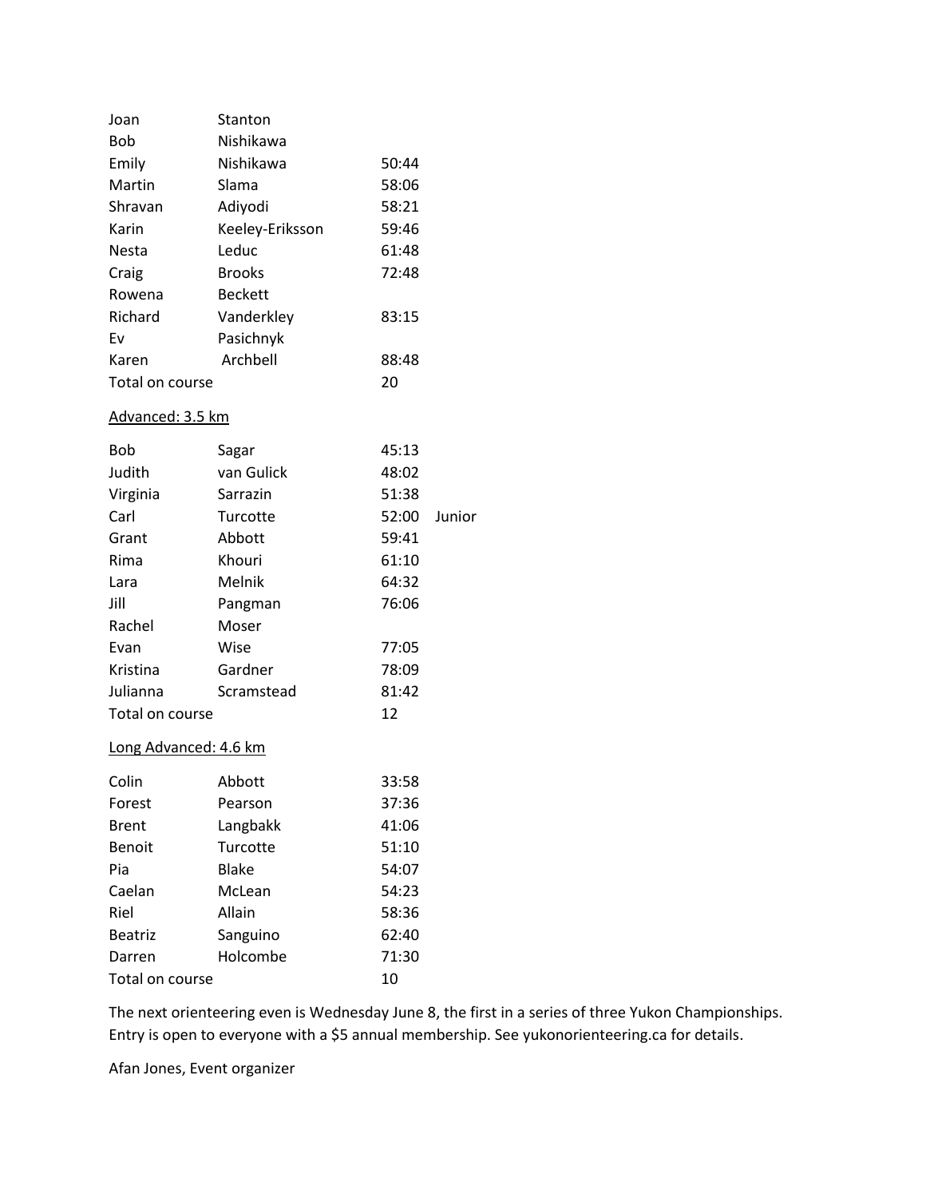| | | | |
|---|---|---|---|
| Joan | Stanton | | |
| Bob | Nishikawa | | |
| Emily | Nishikawa | 50:44 | |
| Martin | Slama | 58:06 | |
| Shravan | Adiyodi | 58:21 | |
| Karin | Keeley-Eriksson | 59:46 | |
| Nesta | Leduc | 61:48 | |
| Craig | Brooks | 72:48 | |
| Rowena | Beckett | | |
| Richard | Vanderkley | 83:15 | |
| Ev | Pasichnyk | | |
| Karen | Archbell | 88:48 | |
| Total on course | | 20 | |

<u>Advanced: 3.5 km</u>

| | | | |
|---|---|---|---|
| Bob | Sagar | 45:13 | |
| Judith | van Gulick | 48:02 | |
| Virginia | Sarrazin | 51:38 | |
| Carl | Turcotte | 52:00 | Junior |
| Grant | Abbott | 59:41 | |
| Rima | Khouri | 61:10 | |
| Lara | Melnik | 64:32 | |
| Jill | Pangman | 76:06 | |
| Rachel | Moser | | |
| Evan | Wise | 77:05 | |
| Kristina | Gardner | 78:09 | |
| Julianna | Scramstead | 81:42 | |
| Total on course | | 12 | |

<u>Long Advanced: 4.6 km</u>

| | | |
|---|---|---|
| Colin | Abbott | 33:58 |
| Forest | Pearson | 37:36 |
| Brent | Langbakk | 41:06 |
| Benoit | Turcotte | 51:10 |
| Pia | Blake | 54:07 |
| Caelan | McLean | 54:23 |
| Riel | Allain | 58:36 |
| Beatriz | Sanguino | 62:40 |
| Darren | Holcombe | 71:30 |
| Total on course | | 10 |

The next orienteering even is Wednesday June 8, the first in a series of three Yukon Championships. Entry is open to everyone with a $5 annual membership. See yukonorienteering.ca for details.

Afan Jones, Event organizer